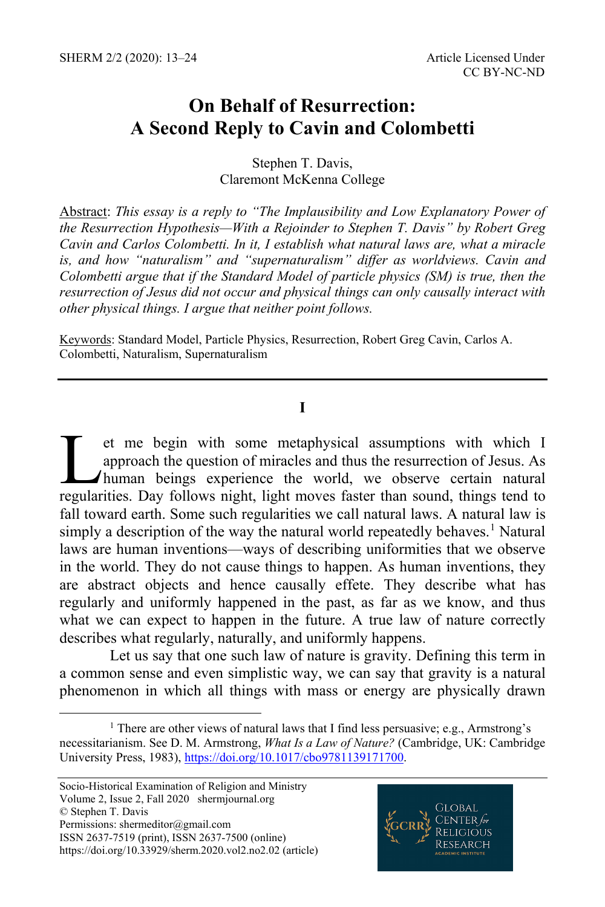# On Behalf of Resurrection: A Second Reply to Cavin and Colombetti

Stephen T. Davis,
Claremont McKenna College

Abstract: *This essay is a reply to "The Implausibility and Low Explanatory Power of the Resurrection Hypothesis—With a Rejoinder to Stephen T. Davis" by Robert Greg Cavin and Carlos Colombetti. In it, I establish what natural laws are, what a miracle is, and how "naturalism" and "supernaturalism" differ as worldviews. Cavin and Colombetti argue that if the Standard Model of particle physics (SM) is true, then the resurrection of Jesus did not occur and physical things can only causally interact with other physical things. I argue that neither point follows.*

Keywords: Standard Model, Particle Physics, Resurrection, Robert Greg Cavin, Carlos A. Colombetti, Naturalism, Supernaturalism

---

## I

Let me begin with some metaphysical assumptions with which I approach the question of miracles and thus the resurrection of Jesus. As human beings experience the world, we observe certain natural regularities. Day follows night, light moves faster than sound, things tend to fall toward earth. Some such regularities we call natural laws. A natural law is simply a description of the way the natural world repeatedly behaves.[1] Natural laws are human inventions—ways of describing uniformities that we observe in the world. They do not cause things to happen. As human inventions, they are abstract objects and hence causally effete. They describe what has regularly and uniformly happened in the past, as far as we know, and thus what we can expect to happen in the future. A true law of nature correctly describes what regularly, naturally, and uniformly happens.

Let us say that one such law of nature is gravity. Defining this term in a common sense and even simplistic way, we can say that gravity is a natural phenomenon in which all things with mass or energy are physically drawn

[1] There are other views of natural laws that I find less persuasive; e.g., Armstrong's necessitarianism. See D. M. Armstrong, *What Is a Law of Nature?* (Cambridge, UK: Cambridge University Press, 1983), https://doi.org/10.1017/cbo9781139171700.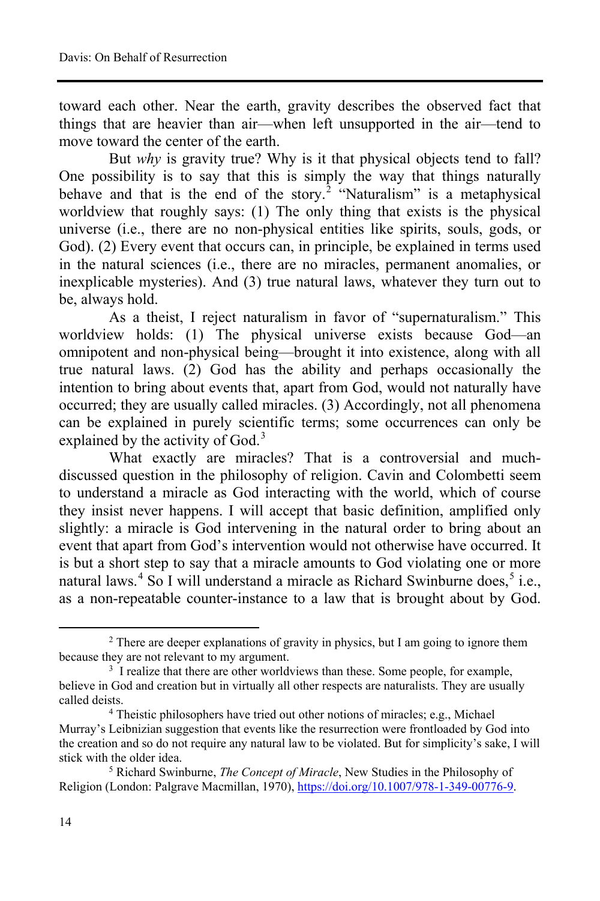toward each other. Near the earth, gravity describes the observed fact that things that are heavier than air—when left unsupported in the air—tend to move toward the center of the earth.

But *why* is gravity true? Why is it that physical objects tend to fall? One possibility is to say that this is simply the way that things naturally behave and that is the end of the story.[2] "Naturalism" is a metaphysical worldview that roughly says: (1) The only thing that exists is the physical universe (i.e., there are no non-physical entities like spirits, souls, gods, or God). (2) Every event that occurs can, in principle, be explained in terms used in the natural sciences (i.e., there are no miracles, permanent anomalies, or inexplicable mysteries). And (3) true natural laws, whatever they turn out to be, always hold.

As a theist, I reject naturalism in favor of "supernaturalism." This worldview holds: (1) The physical universe exists because God—an omnipotent and non-physical being—brought it into existence, along with all true natural laws. (2) God has the ability and perhaps occasionally the intention to bring about events that, apart from God, would not naturally have occurred; they are usually called miracles. (3) Accordingly, not all phenomena can be explained in purely scientific terms; some occurrences can only be explained by the activity of God.[3]

What exactly are miracles? That is a controversial and much-discussed question in the philosophy of religion. Cavin and Colombetti seem to understand a miracle as God interacting with the world, which of course they insist never happens. I will accept that basic definition, amplified only slightly: a miracle is God intervening in the natural order to bring about an event that apart from God's intervention would not otherwise have occurred. It is but a short step to say that a miracle amounts to God violating one or more natural laws.[4] So I will understand a miracle as Richard Swinburne does,[5] i.e., as a non-repeatable counter-instance to a law that is brought about by God.

---

[2] There are deeper explanations of gravity in physics, but I am going to ignore them because they are not relevant to my argument.

[3] I realize that there are other worldviews than these. Some people, for example, believe in God and creation but in virtually all other respects are naturalists. They are usually called deists.

[4] Theistic philosophers have tried out other notions of miracles; e.g., Michael Murray's Leibnizian suggestion that events like the resurrection were frontloaded by God into the creation and so do not require any natural law to be violated. But for simplicity's sake, I will stick with the older idea.

[5] Richard Swinburne, *The Concept of Miracle*, New Studies in the Philosophy of Religion (London: Palgrave Macmillan, 1970), https://doi.org/10.1007/978-1-349-00776-9.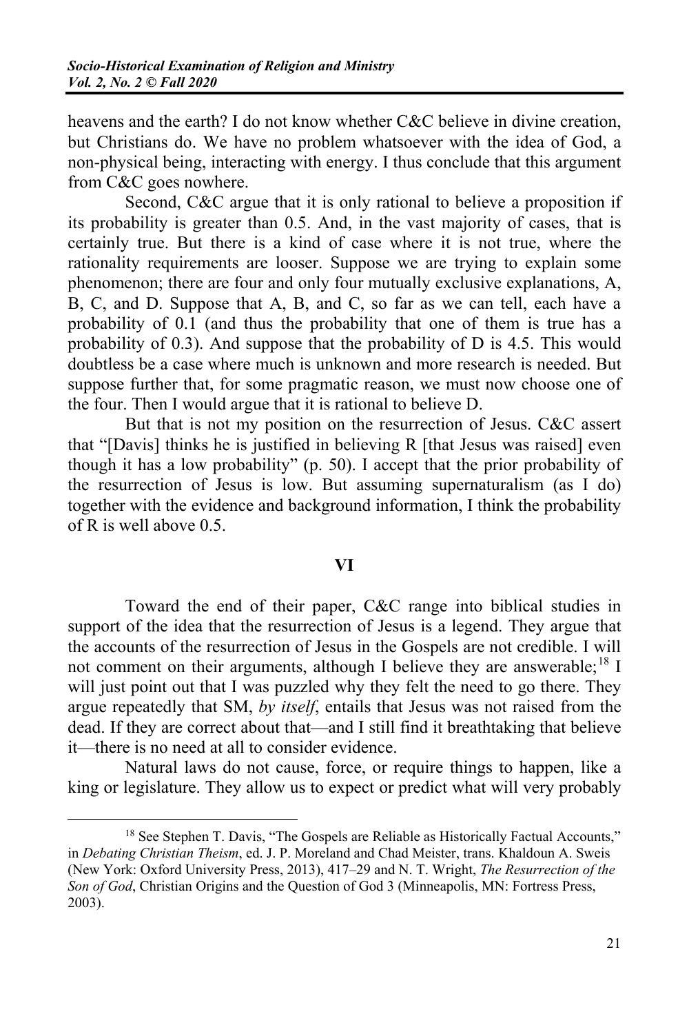heavens and the earth? I do not know whether C&C believe in divine creation, but Christians do. We have no problem whatsoever with the idea of God, a non-physical being, interacting with energy. I thus conclude that this argument from C&C goes nowhere.

Second, C&C argue that it is only rational to believe a proposition if its probability is greater than 0.5. And, in the vast majority of cases, that is certainly true. But there is a kind of case where it is not true, where the rationality requirements are looser. Suppose we are trying to explain some phenomenon; there are four and only four mutually exclusive explanations, A, B, C, and D. Suppose that A, B, and C, so far as we can tell, each have a probability of 0.1 (and thus the probability that one of them is true has a probability of 0.3). And suppose that the probability of D is 4.5. This would doubtless be a case where much is unknown and more research is needed. But suppose further that, for some pragmatic reason, we must now choose one of the four. Then I would argue that it is rational to believe D.

But that is not my position on the resurrection of Jesus. C&C assert that "[Davis] thinks he is justified in believing R [that Jesus was raised] even though it has a low probability" (p. 50). I accept that the prior probability of the resurrection of Jesus is low. But assuming supernaturalism (as I do) together with the evidence and background information, I think the probability of R is well above 0.5.

## VI

Toward the end of their paper, C&C range into biblical studies in support of the idea that the resurrection of Jesus is a legend. They argue that the accounts of the resurrection of Jesus in the Gospels are not credible. I will not comment on their arguments, although I believe they are answerable;[18] I will just point out that I was puzzled why they felt the need to go there. They argue repeatedly that SM, *by itself*, entails that Jesus was not raised from the dead. If they are correct about that—and I still find it breathtaking that believe it—there is no need at all to consider evidence.

Natural laws do not cause, force, or require things to happen, like a king or legislature. They allow us to expect or predict what will very probably

---

[18] See Stephen T. Davis, "The Gospels are Reliable as Historically Factual Accounts," in *Debating Christian Theism*, ed. J. P. Moreland and Chad Meister, trans. Khaldoun A. Sweis (New York: Oxford University Press, 2013), 417–29 and N. T. Wright, *The Resurrection of the Son of God*, Christian Origins and the Question of God 3 (Minneapolis, MN: Fortress Press, 2003).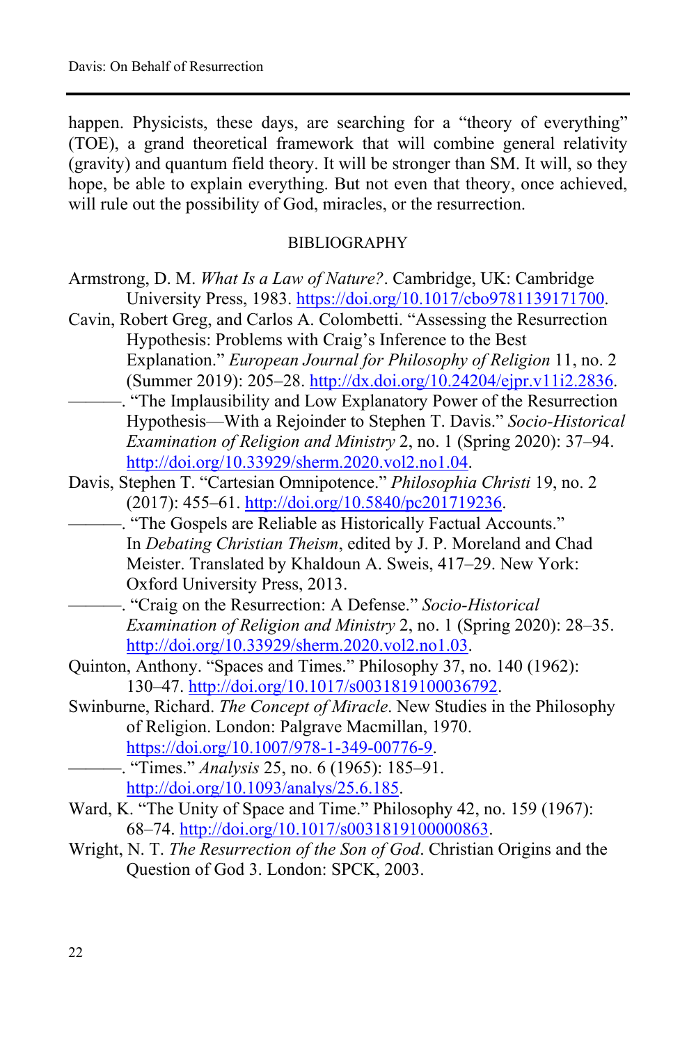happen. Physicists, these days, are searching for a "theory of everything" (TOE), a grand theoretical framework that will combine general relativity (gravity) and quantum field theory. It will be stronger than SM. It will, so they hope, be able to explain everything. But not even that theory, once achieved, will rule out the possibility of God, miracles, or the resurrection.

## BIBLIOGRAPHY

Armstrong, D. M. *What Is a Law of Nature?*. Cambridge, UK: Cambridge University Press, 1983. https://doi.org/10.1017/cbo9781139171700.

Cavin, Robert Greg, and Carlos A. Colombetti. "Assessing the Resurrection Hypothesis: Problems with Craig's Inference to the Best Explanation." *European Journal for Philosophy of Religion* 11, no. 2 (Summer 2019): 205–28. http://dx.doi.org/10.24204/ejpr.v11i2.2836.

———. "The Implausibility and Low Explanatory Power of the Resurrection Hypothesis—With a Rejoinder to Stephen T. Davis." *Socio-Historical Examination of Religion and Ministry* 2, no. 1 (Spring 2020): 37–94. http://doi.org/10.33929/sherm.2020.vol2.no1.04.

Davis, Stephen T. "Cartesian Omnipotence." *Philosophia Christi* 19, no. 2 (2017): 455–61. http://doi.org/10.5840/pc201719236.

———. "The Gospels are Reliable as Historically Factual Accounts." In *Debating Christian Theism*, edited by J. P. Moreland and Chad Meister. Translated by Khaldoun A. Sweis, 417–29. New York: Oxford University Press, 2013.

———. "Craig on the Resurrection: A Defense." *Socio-Historical Examination of Religion and Ministry* 2, no. 1 (Spring 2020): 28–35. http://doi.org/10.33929/sherm.2020.vol2.no1.03.

Quinton, Anthony. "Spaces and Times." Philosophy 37, no. 140 (1962): 130–47. http://doi.org/10.1017/s0031819100036792.

Swinburne, Richard. *The Concept of Miracle*. New Studies in the Philosophy of Religion. London: Palgrave Macmillan, 1970. https://doi.org/10.1007/978-1-349-00776-9.

———. "Times." *Analysis* 25, no. 6 (1965): 185–91. http://doi.org/10.1093/analys/25.6.185.

Ward, K. "The Unity of Space and Time." Philosophy 42, no. 159 (1967): 68–74. http://doi.org/10.1017/s0031819100000863.

Wright, N. T. *The Resurrection of the Son of God*. Christian Origins and the Question of God 3. London: SPCK, 2003.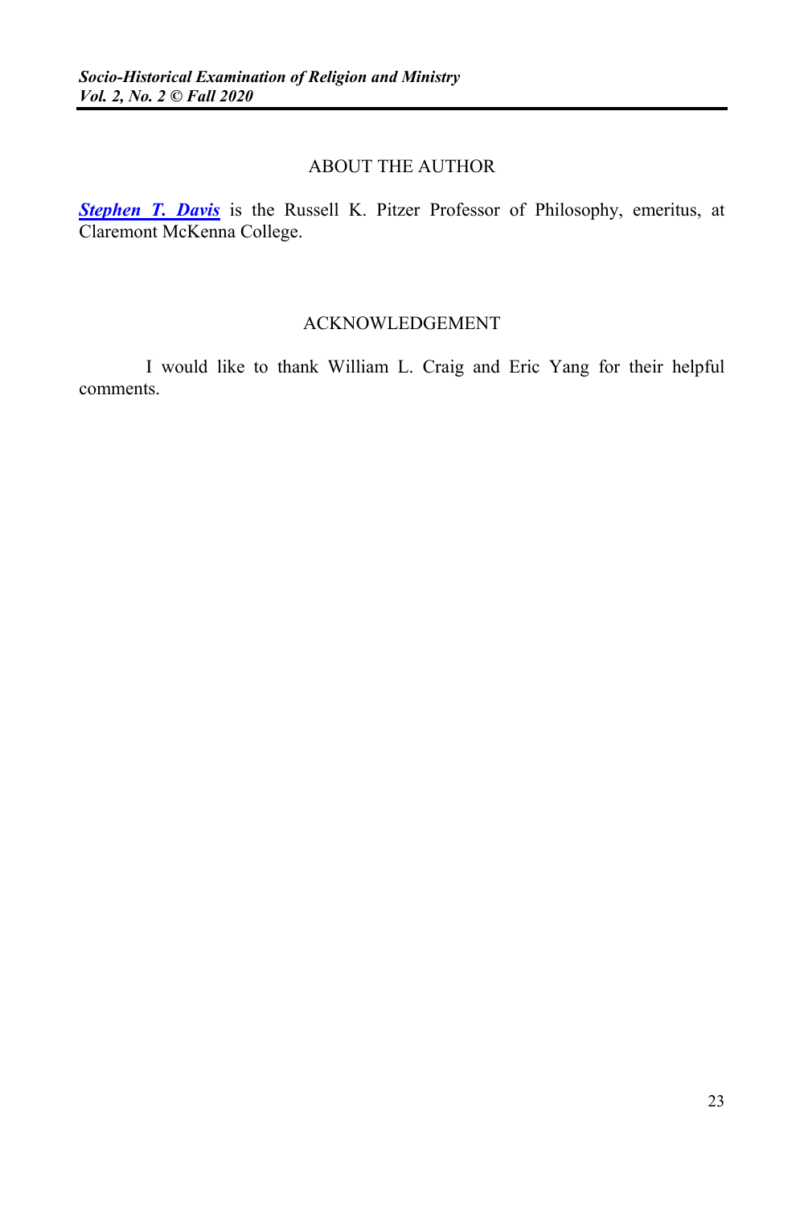## ABOUT THE AUTHOR

***Stephen T. Davis*** is the Russell K. Pitzer Professor of Philosophy, emeritus, at Claremont McKenna College.

## ACKNOWLEDGEMENT

I would like to thank William L. Craig and Eric Yang for their helpful comments.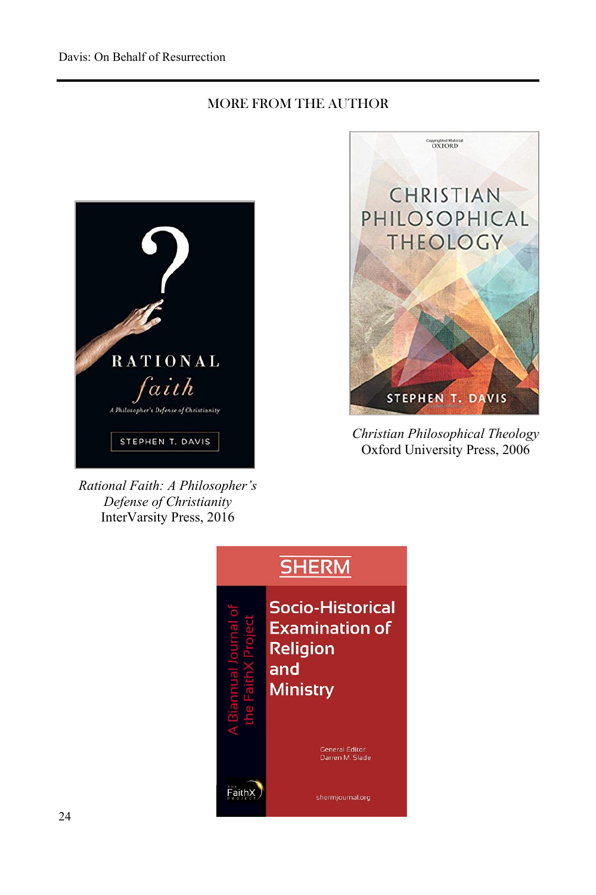MORE FROM THE AUTHOR

*Rational Faith: A Philosopher's Defense of Christianity*
InterVarsity Press, 2016

*Christian Philosophical Theology*
Oxford University Press, 2006